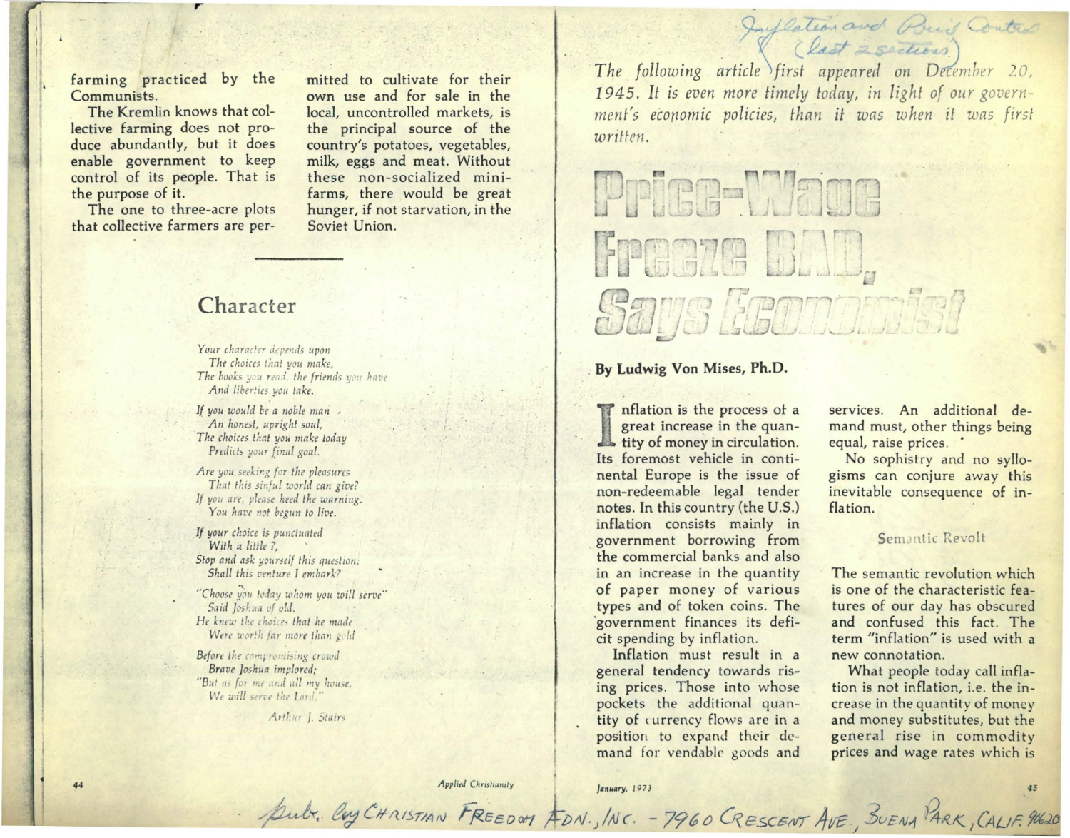farming practiced by the Communists.

The Kremlin knows that collective farming does not produce abundantly, but it does enable government to keep control of its people. That is the purpose of it.

The one to three-acre plots that collective farmers are permitted to cultivate for their own use and for sale in the local, uncontrolled markets, is the principal source of the country's potatoes, vegetables, milk, eggs and meat. Without these non-socialized mini-farms, there would be great hunger, if not starvation, in the Soviet Union.

---

## Character

*Your character depends upon*
*The choices that you make,*
*The books you read, the friends you have*
*And liberties you take.*

*If you would be a noble man*
*An honest, upright soul,*
*The choices that you make today*
*Predicts your final goal.*

*Are you seeking for the pleasures*
*That this sinful world can give?*
*If you are, please heed the warning.*
*You have not begun to live.*

*If your choice is punctuated*
*With a little ?,*
*Stop and ask yourself this question:*
*Shall this venture I embark?*

*"Choose you today whom you will serve"*
*Said Joshua of old.*
*He knew the choices that he made*
*Were worth far more than gold*

*Before the compromising crowd*
*Brave Joshua implored;*
*"But as for me and all my house,*
*We will serve the Lord."*

*Arthur J. Stairs*

---

Inflation and Price Control (last 2 sections)

*The following article first appeared on December 20, 1945. It is even more timely today, in light of our government's economic policies, than it was when it was first written.*

# Price-Wage Freeze BAD, Says Economist

**By Ludwig Von Mises, Ph.D.**

Inflation is the process of a great increase in the quantity of money in circulation. Its foremost vehicle in continental Europe is the issue of non-redeemable legal tender notes. In this country (the U.S.) inflation consists mainly in government borrowing from the commercial banks and also in an increase in the quantity of paper money of various types and of token coins. The government finances its deficit spending by inflation.

Inflation must result in a general tendency towards rising prices. Those into whose pockets the additional quantity of currency flows are in a position to expand their demand for vendable goods and services. An additional demand must, other things being equal, raise prices.

No sophistry and no syllogisms can conjure away this inevitable consequence of inflation.

### Semantic Revolt

The semantic revolution which is one of the characteristic features of our day has obscured and confused this fact. The term "inflation" is used with a new connotation.

What people today call inflation is not inflation, i.e. the increase in the quantity of money and money substitutes, but the general rise in commodity prices and wage rates which is

Pub. by CHRISTIAN FREEDOM FDN., INC. - 7960 CRESCENT AVE., BUENA PARK, CALIF. 90620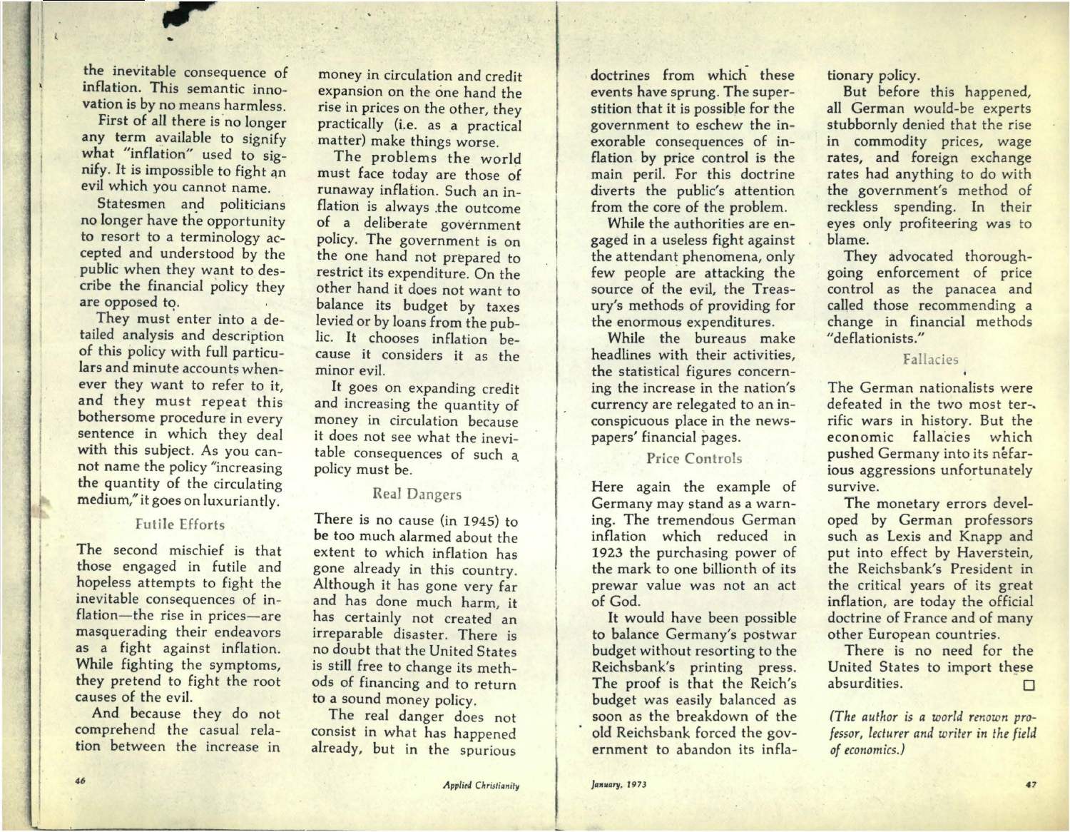the inevitable consequence of inflation. This semantic innovation is by no means harmless.

First of all there is no longer any term available to signify what "inflation" used to signify. It is impossible to fight an evil which you cannot name.

Statesmen and politicians no longer have the opportunity to resort to a terminology accepted and understood by the public when they want to describe the financial policy they are opposed to.

They must enter into a detailed analysis and description of this policy with full particulars and minute accounts whenever they want to refer to it, and they must repeat this bothersome procedure in every sentence in which they deal with this subject. As you cannot name the policy "increasing the quantity of the circulating medium," it goes on luxuriantly.

### Futile Efforts

The second mischief is that those engaged in futile and hopeless attempts to fight the inevitable consequences of inflation—the rise in prices—are masquerading their endeavors as a fight against inflation. While fighting the symptoms, they pretend to fight the root causes of the evil.

And because they do not comprehend the casual relation between the increase in money in circulation and credit expansion on the one hand the rise in prices on the other, they practically (i.e. as a practical matter) make things worse.

The problems the world must face today are those of runaway inflation. Such an inflation is always the outcome of a deliberate government policy. The government is on the one hand not prepared to restrict its expenditure. On the other hand it does not want to balance its budget by taxes levied or by loans from the public. It chooses inflation because it considers it as the minor evil.

It goes on expanding credit and increasing the quantity of money in circulation because it does not see what the inevitable consequences of such a policy must be.

### Real Dangers

There is no cause (in 1945) to be too much alarmed about the extent to which inflation has gone already in this country. Although it has gone very far and has done much harm, it has certainly not created an irreparable disaster. There is no doubt that the United States is still free to change its methods of financing and to return to a sound money policy.

The real danger does not consist in what has happened already, but in the spurious doctrines from which these events have sprung. The superstition that it is possible for the government to eschew the inexorable consequences of inflation by price control is the main peril. For this doctrine diverts the public's attention from the core of the problem.

While the authorities are engaged in a useless fight against the attendant phenomena, only few people are attacking the source of the evil, the Treasury's methods of providing for the enormous expenditures.

While the bureaus make headlines with their activities, the statistical figures concerning the increase in the nation's currency are relegated to an inconspicuous place in the newspapers' financial pages.

### Price Controls

Here again the example of Germany may stand as a warning. The tremendous German inflation which reduced in 1923 the purchasing power of the mark to one billionth of its prewar value was not an act of God.

It would have been possible to balance Germany's postwar budget without resorting to the Reichsbank's printing press. The proof is that the Reich's budget was easily balanced as soon as the breakdown of the old Reichsbank forced the government to abandon its inflationary policy.

But before this happened, all German would-be experts stubbornly denied that the rise in commodity prices, wage rates, and foreign exchange rates had anything to do with the government's method of reckless spending. In their eyes only profiteering was to blame.

They advocated thoroughgoing enforcement of price control as the panacea and called those recommending a change in financial methods "deflationists."

### Fallacies

The German nationalists were defeated in the two most terrific wars in history. But the economic fallacies which pushed Germany into its nefarious aggressions unfortunately survive.

The monetary errors developed by German professors such as Lexis and Knapp and put into effect by Haverstein, the Reichsbank's President in the critical years of its great inflation, are today the official doctrine of France and of many other European countries.

There is no need for the United States to import these absurdities. □

*(The author is a world renown professor, lecturer and writer in the field of economics.)*